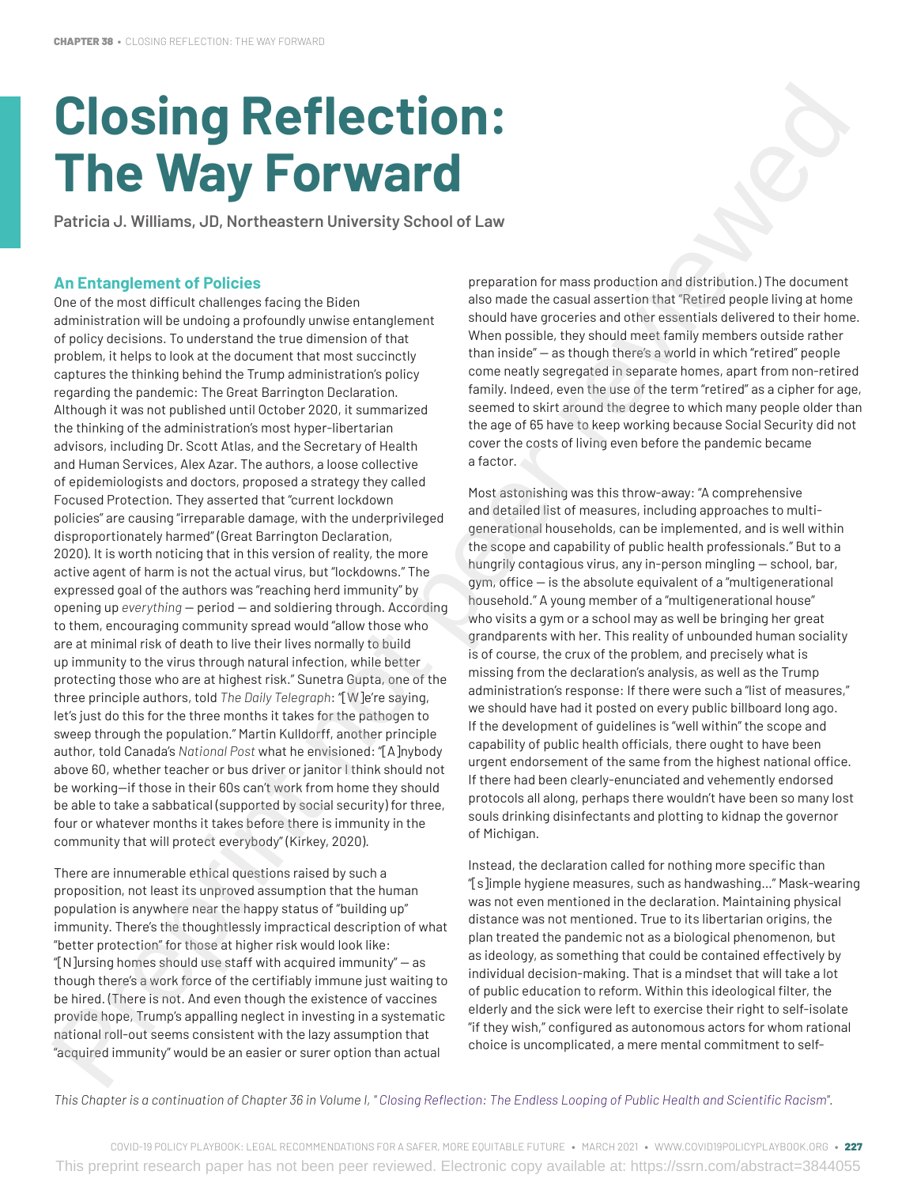᠎# Closing Reflection: The Way Forward

**Patricia J. Williams, JD, Northeastern University School of Law**

## An Entanglement of Policies

One of the most difficult challenges facing the Biden administration will be undoing a profoundly unwise entanglement of policy decisions. To understand the true dimension of that problem, it helps to look at the document that most succinctly captures the thinking behind the Trump administration's policy regarding the pandemic: The Great Barrington Declaration. Although it was not published until October 2020, it summarized the thinking of the administration's most hyper-libertarian advisors, including Dr. Scott Atlas, and the Secretary of Health and Human Services, Alex Azar. The authors, a loose collective of epidemiologists and doctors, proposed a strategy they called Focused Protection. They asserted that "current lockdown policies" are causing "irreparable damage, with the underprivileged disproportionately harmed" (Great Barrington Declaration, 2020). It is worth noticing that in this version of reality, the more active agent of harm is not the actual virus, but "lockdowns." The expressed goal of the authors was "reaching herd immunity" by opening up *everything* — period — and soldiering through. According to them, encouraging community spread would "allow those who are at minimal risk of death to live their lives normally to build up immunity to the virus through natural infection, while better protecting those who are at highest risk." Sunetra Gupta, one of the three principle authors, told *The Daily Telegraph*: "[W]e're saying, let's just do this for the three months it takes for the pathogen to sweep through the population." Martin Kulldorff, another principle author, told Canada's *National Post* what he envisioned: "[A]nybody above 60, whether teacher or bus driver or janitor I think should not be working—if those in their 60s can't work from home they should be able to take a sabbatical (supported by social security) for three, four or whatever months it takes before there is immunity in the community that will protect everybody" (Kirkey, 2020).

There are innumerable ethical questions raised by such a proposition, not least its unproved assumption that the human population is anywhere near the happy status of "building up" immunity. There's the thoughtlessly impractical description of what "better protection" for those at higher risk would look like: "[N]ursing homes should use staff with acquired immunity" — as though there's a work force of the certifiably immune just waiting to be hired. (There is not. And even though the existence of vaccines provide hope, Trump's appalling neglect in investing in a systematic national roll-out seems consistent with the lazy assumption that "acquired immunity" would be an easier or surer option than actual preparation for mass production and distribution.) The document also made the casual assertion that "Retired people living at home should have groceries and other essentials delivered to their home. When possible, they should meet family members outside rather than inside" — as though there's a world in which "retired" people come neatly segregated in separate homes, apart from non-retired family. Indeed, even the use of the term "retired" as a cipher for age, seemed to skirt around the degree to which many people older than the age of 65 have to keep working because Social Security did not cover the costs of living even before the pandemic became a factor.

Most astonishing was this throw-away: "A comprehensive and detailed list of measures, including approaches to multi-generational households, can be implemented, and is well within the scope and capability of public health professionals." But to a hungrily contagious virus, any in-person mingling — school, bar, gym, office — is the absolute equivalent of a "multigenerational household." A young member of a "multigenerational house" who visits a gym or a school may as well be bringing her great grandparents with her. This reality of unbounded human sociality is of course, the crux of the problem, and precisely what is missing from the declaration's analysis, as well as the Trump administration's response: If there were such a "list of measures," we should have had it posted on every public billboard long ago. If the development of guidelines is "well within" the scope and capability of public health officials, there ought to have been urgent endorsement of the same from the highest national office. If there had been clearly-enunciated and vehemently endorsed protocols all along, perhaps there wouldn't have been so many lost souls drinking disinfectants and plotting to kidnap the governor of Michigan.

Instead, the declaration called for nothing more specific than "[s]imple hygiene measures, such as handwashing..." Mask-wearing was not even mentioned in the declaration. Maintaining physical distance was not mentioned. True to its libertarian origins, the plan treated the pandemic not as a biological phenomenon, but as ideology, as something that could be contained effectively by individual decision-making. That is a mindset that will take a lot of public education to reform. Within this ideological filter, the elderly and the sick were left to exercise their right to self-isolate "if they wish," configured as autonomous actors for whom rational choice is uncomplicated, a mere mental commitment to self-

*This Chapter is a continuation of Chapter 36 in Volume I, "Closing Reflection: The Endless Looping of Public Health and Scientific Racism".*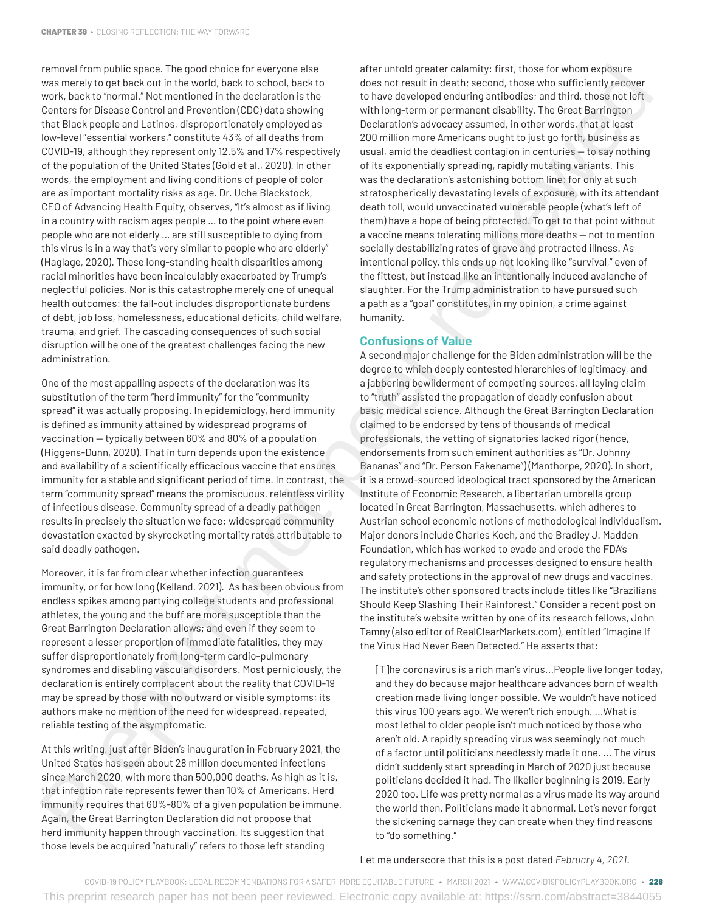removal from public space. The good choice for everyone else was merely to get back out in the world, back to school, back to work, back to "normal." Not mentioned in the declaration is the Centers for Disease Control and Prevention (CDC) data showing that Black people and Latinos, disproportionately employed as low-level "essential workers," constitute 43% of all deaths from COVID-19, although they represent only 12.5% and 17% respectively of the population of the United States (Gold et al., 2020). In other words, the employment and living conditions of people of color are as important mortality risks as age. Dr. Uche Blackstock, CEO of Advancing Health Equity, observes, "It's almost as if living in a country with racism ages people ... to the point where even people who are not elderly ... are still susceptible to dying from this virus is in a way that's very similar to people who are elderly" (Haglage, 2020). These long-standing health disparities among racial minorities have been incalculably exacerbated by Trump's neglectful policies. Nor is this catastrophe merely one of unequal health outcomes: the fall-out includes disproportionate burdens of debt, job loss, homelessness, educational deficits, child welfare, trauma, and grief. The cascading consequences of such social disruption will be one of the greatest challenges facing the new administration.

One of the most appalling aspects of the declaration was its substitution of the term "herd immunity" for the "community spread" it was actually proposing. In epidemiology, herd immunity is defined as immunity attained by widespread programs of vaccination — typically between 60% and 80% of a population (Higgens-Dunn, 2020). That in turn depends upon the existence and availability of a scientifically efficacious vaccine that ensures immunity for a stable and significant period of time. In contrast, the term "community spread" means the promiscuous, relentless virility of infectious disease. Community spread of a deadly pathogen results in precisely the situation we face: widespread community devastation exacted by skyrocketing mortality rates attributable to said deadly pathogen.

Moreover, it is far from clear whether infection guarantees immunity, or for how long (Kelland, 2021). As has been obvious from endless spikes among partying college students and professional athletes, the young and the buff are more susceptible than the Great Barrington Declaration allows; and even if they seem to represent a lesser proportion of immediate fatalities, they may suffer disproportionately from long-term cardio-pulmonary syndromes and disabling vascular disorders. Most perniciously, the declaration is entirely complacent about the reality that COVID-19 may be spread by those with no outward or visible symptoms; its authors make no mention of the need for widespread, repeated, reliable testing of the asymptomatic.

At this writing, just after Biden's inauguration in February 2021, the United States has seen about 28 million documented infections since March 2020, with more than 500,000 deaths. As high as it is, that infection rate represents fewer than 10% of Americans. Herd immunity requires that 60%-80% of a given population be immune. Again, the Great Barrington Declaration did not propose that herd immunity happen through vaccination. Its suggestion that those levels be acquired "naturally" refers to those left standing after untold greater calamity: first, those for whom exposure does not result in death; second, those who sufficiently recover to have developed enduring antibodies; and third, those not left with long-term or permanent disability. The Great Barrington Declaration's advocacy assumed, in other words, that at least 200 million more Americans ought to just go forth, business as usual, amid the deadliest contagion in centuries — to say nothing of its exponentially spreading, rapidly mutating variants. This was the declaration's astonishing bottom line: for only at such stratospherically devastating levels of exposure, with its attendant death toll, would unvaccinated vulnerable people (what's left of them) have a hope of being protected. To get to that point without a vaccine means tolerating millions more deaths — not to mention socially destabilizing rates of grave and protracted illness. As intentional policy, this ends up not looking like "survival," even of the fittest, but instead like an intentionally induced avalanche of slaughter. For the Trump administration to have pursued such a path as a "goal" constitutes, in my opinion, a crime against humanity.

## Confusions of Value

A second major challenge for the Biden administration will be the degree to which deeply contested hierarchies of legitimacy, and a jabbering bewilderment of competing sources, all laying claim to "truth" assisted the propagation of deadly confusion about basic medical science. Although the Great Barrington Declaration claimed to be endorsed by tens of thousands of medical professionals, the vetting of signatories lacked rigor (hence, endorsements from such eminent authorities as "Dr. Johnny Bananas" and "Dr. Person Fakename") (Manthorpe, 2020). In short, it is a crowd-sourced ideological tract sponsored by the American Institute of Economic Research, a libertarian umbrella group located in Great Barrington, Massachusetts, which adheres to Austrian school economic notions of methodological individualism. Major donors include Charles Koch, and the Bradley J. Madden Foundation, which has worked to evade and erode the FDA's regulatory mechanisms and processes designed to ensure health and safety protections in the approval of new drugs and vaccines. The institute's other sponsored tracts include titles like "Brazilians Should Keep Slashing Their Rainforest." Consider a recent post on the institute's website written by one of its research fellows, John Tamny (also editor of RealClearMarkets.com), entitled "Imagine If the Virus Had Never Been Detected." He asserts that:

> [T]he coronavirus is a rich man's virus...People live longer today, and they do because major healthcare advances born of wealth creation made living longer possible. We wouldn't have noticed this virus 100 years ago. We weren't rich enough. ...What is most lethal to older people isn't much noticed by those who aren't old. A rapidly spreading virus was seemingly not much of a factor until politicians needlessly made it one. ... The virus didn't suddenly start spreading in March of 2020 just because politicians decided it had. The likelier beginning is 2019. Early 2020 too. Life was pretty normal as a virus made its way around the world then. Politicians made it abnormal. Let's never forget the sickening carnage they can create when they find reasons to "do something."

Let me underscore that this is a post dated *February 4, 2021*.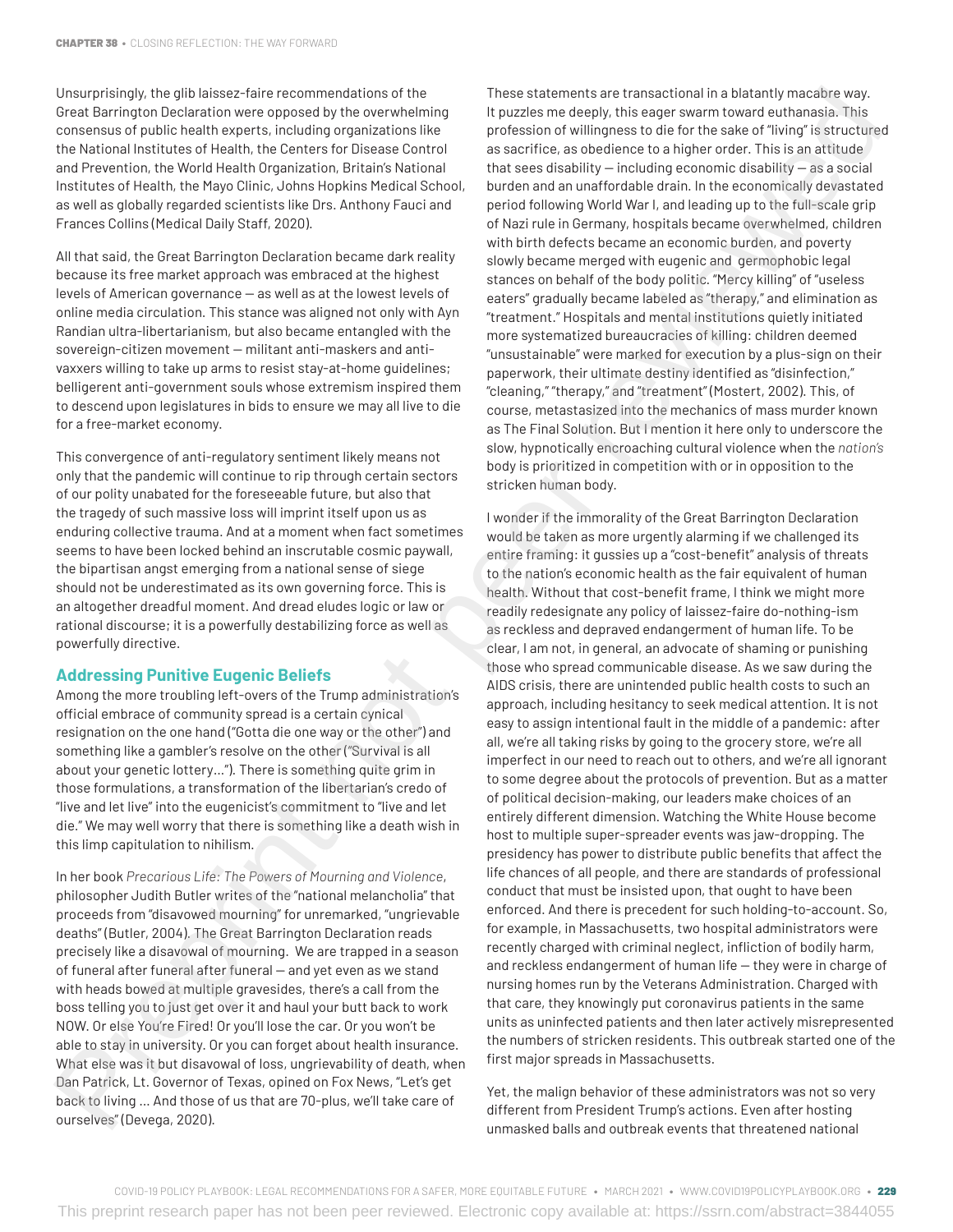Unsurprisingly, the glib laissez-faire recommendations of the Great Barrington Declaration were opposed by the overwhelming consensus of public health experts, including organizations like the National Institutes of Health, the Centers for Disease Control and Prevention, the World Health Organization, Britain's National Institutes of Health, the Mayo Clinic, Johns Hopkins Medical School, as well as globally regarded scientists like Drs. Anthony Fauci and Frances Collins (Medical Daily Staff, 2020).

All that said, the Great Barrington Declaration became dark reality because its free market approach was embraced at the highest levels of American governance — as well as at the lowest levels of online media circulation. This stance was aligned not only with Ayn Randian ultra-libertarianism, but also became entangled with the sovereign-citizen movement — militant anti-maskers and anti-vaxxers willing to take up arms to resist stay-at-home guidelines; belligerent anti-government souls whose extremism inspired them to descend upon legislatures in bids to ensure we may all live to die for a free-market economy.

This convergence of anti-regulatory sentiment likely means not only that the pandemic will continue to rip through certain sectors of our polity unabated for the foreseeable future, but also that the tragedy of such massive loss will imprint itself upon us as enduring collective trauma. And at a moment when fact sometimes seems to have been locked behind an inscrutable cosmic paywall, the bipartisan angst emerging from a national sense of siege should not be underestimated as its own governing force. This is an altogether dreadful moment. And dread eludes logic or law or rational discourse; it is a powerfully destabilizing force as well as powerfully directive.

## Addressing Punitive Eugenic Beliefs

Among the more troubling left-overs of the Trump administration's official embrace of community spread is a certain cynical resignation on the one hand ("Gotta die one way or the other") and something like a gambler's resolve on the other ("Survival is all about your genetic lottery…"). There is something quite grim in those formulations, a transformation of the libertarian's credo of "live and let live" into the eugenicist's commitment to "live and let die." We may well worry that there is something like a death wish in this limp capitulation to nihilism.

In her book *Precarious Life: The Powers of Mourning and Violence*, philosopher Judith Butler writes of the "national melancholia" that proceeds from "disavowed mourning" for unremarked, "ungrievable deaths" (Butler, 2004). The Great Barrington Declaration reads precisely like a disavowal of mourning. We are trapped in a season of funeral after funeral after funeral — and yet even as we stand with heads bowed at multiple gravesides, there's a call from the boss telling you to just get over it and haul your butt back to work NOW. Or else You're Fired! Or you'll lose the car. Or you won't be able to stay in university. Or you can forget about health insurance. What else was it but disavowal of loss, ungrievability of death, when Dan Patrick, Lt. Governor of Texas, opined on Fox News, "Let's get back to living … And those of us that are 70-plus, we'll take care of ourselves" (Devega, 2020).

These statements are transactional in a blatantly macabre way. It puzzles me deeply, this eager swarm toward euthanasia. This profession of willingness to die for the sake of "living" is structured as sacrifice, as obedience to a higher order. This is an attitude that sees disability — including economic disability — as a social burden and an unaffordable drain. In the economically devastated period following World War I, and leading up to the full-scale grip of Nazi rule in Germany, hospitals became overwhelmed, children with birth defects became an economic burden, and poverty slowly became merged with eugenic and germophobic legal stances on behalf of the body politic. "Mercy killing" of "useless eaters" gradually became labeled as "therapy," and elimination as "treatment." Hospitals and mental institutions quietly initiated more systematized bureaucracies of killing: children deemed "unsustainable" were marked for execution by a plus-sign on their paperwork, their ultimate destiny identified as "disinfection," "cleaning," "therapy," and "treatment" (Mostert, 2002). This, of course, metastasized into the mechanics of mass murder known as The Final Solution. But I mention it here only to underscore the slow, hypnotically encroaching cultural violence when the *nation's* body is prioritized in competition with or in opposition to the stricken human body.

I wonder if the immorality of the Great Barrington Declaration would be taken as more urgently alarming if we challenged its entire framing: it gussies up a "cost-benefit" analysis of threats to the nation's economic health as the fair equivalent of human health. Without that cost-benefit frame, I think we might more readily redesignate any policy of laissez-faire do-nothing-ism as reckless and depraved endangerment of human life. To be clear, I am not, in general, an advocate of shaming or punishing those who spread communicable disease. As we saw during the AIDS crisis, there are unintended public health costs to such an approach, including hesitancy to seek medical attention. It is not easy to assign intentional fault in the middle of a pandemic: after all, we're all taking risks by going to the grocery store, we're all imperfect in our need to reach out to others, and we're all ignorant to some degree about the protocols of prevention. But as a matter of political decision-making, our leaders make choices of an entirely different dimension. Watching the White House become host to multiple super-spreader events was jaw-dropping. The presidency has power to distribute public benefits that affect the life chances of all people, and there are standards of professional conduct that must be insisted upon, that ought to have been enforced. And there is precedent for such holding-to-account. So, for example, in Massachusetts, two hospital administrators were recently charged with criminal neglect, infliction of bodily harm, and reckless endangerment of human life — they were in charge of nursing homes run by the Veterans Administration. Charged with that care, they knowingly put coronavirus patients in the same units as uninfected patients and then later actively misrepresented the numbers of stricken residents. This outbreak started one of the first major spreads in Massachusetts.

Yet, the malign behavior of these administrators was not so very different from President Trump's actions. Even after hosting unmasked balls and outbreak events that threatened national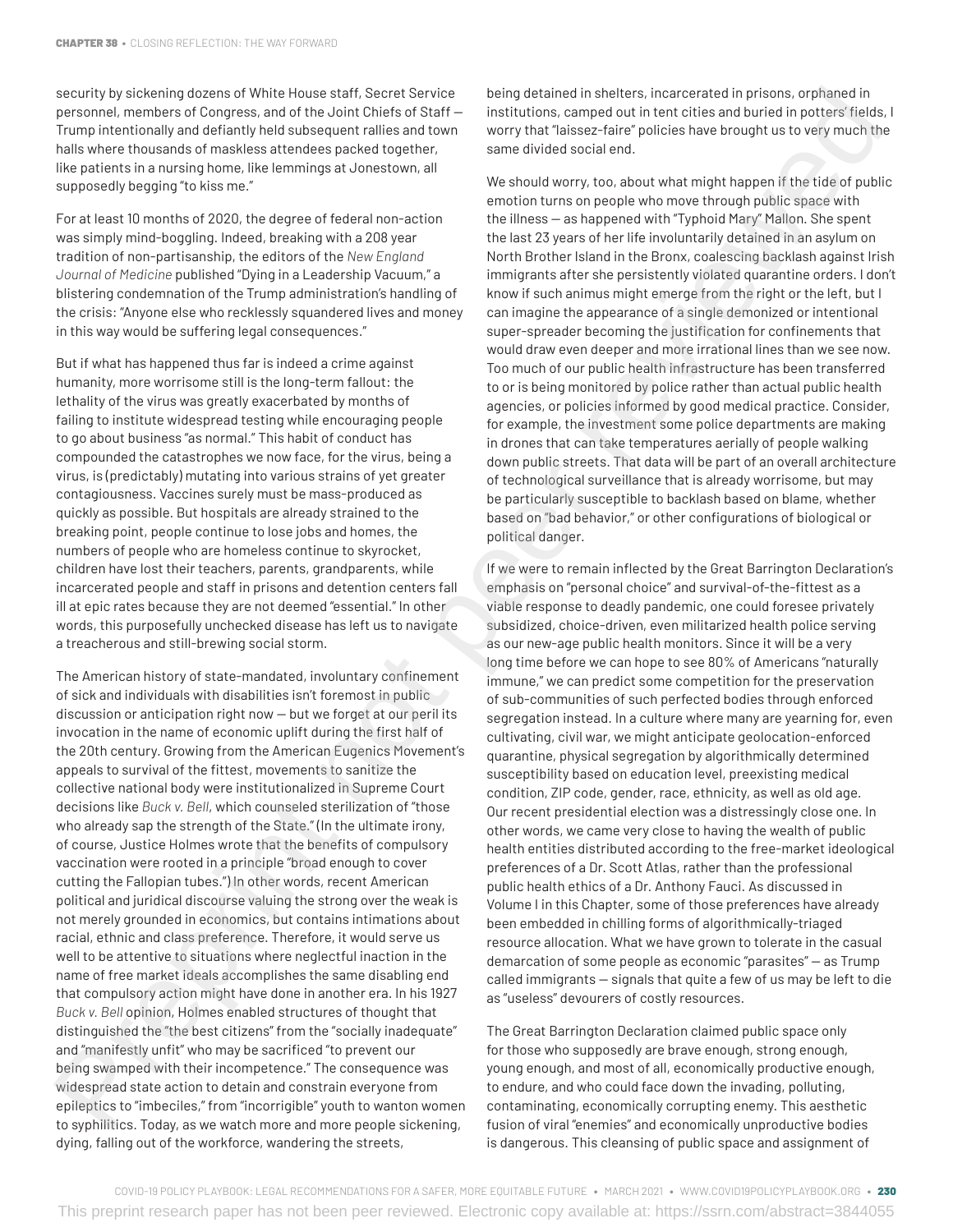security by sickening dozens of White House staff, Secret Service personnel, members of Congress, and of the Joint Chiefs of Staff — Trump intentionally and defiantly held subsequent rallies and town halls where thousands of maskless attendees packed together, like patients in a nursing home, like lemmings at Jonestown, all supposedly begging "to kiss me."

For at least 10 months of 2020, the degree of federal non-action was simply mind-boggling. Indeed, breaking with a 208 year tradition of non-partisanship, the editors of the *New England Journal of Medicine* published "Dying in a Leadership Vacuum," a blistering condemnation of the Trump administration's handling of the crisis: "Anyone else who recklessly squandered lives and money in this way would be suffering legal consequences."

But if what has happened thus far is indeed a crime against humanity, more worrisome still is the long-term fallout: the lethality of the virus was greatly exacerbated by months of failing to institute widespread testing while encouraging people to go about business "as normal." This habit of conduct has compounded the catastrophes we now face, for the virus, being a virus, is (predictably) mutating into various strains of yet greater contagiousness. Vaccines surely must be mass-produced as quickly as possible. But hospitals are already strained to the breaking point, people continue to lose jobs and homes, the numbers of people who are homeless continue to skyrocket, children have lost their teachers, parents, grandparents, while incarcerated people and staff in prisons and detention centers fall ill at epic rates because they are not deemed "essential." In other words, this purposefully unchecked disease has left us to navigate a treacherous and still-brewing social storm.

The American history of state-mandated, involuntary confinement of sick and individuals with disabilities isn't foremost in public discussion or anticipation right now — but we forget at our peril its invocation in the name of economic uplift during the first half of the 20th century. Growing from the American Eugenics Movement's appeals to survival of the fittest, movements to sanitize the collective national body were institutionalized in Supreme Court decisions like *Buck v. Bell*, which counseled sterilization of "those who already sap the strength of the State." (In the ultimate irony, of course, Justice Holmes wrote that the benefits of compulsory vaccination were rooted in a principle "broad enough to cover cutting the Fallopian tubes.") In other words, recent American political and juridical discourse valuing the strong over the weak is not merely grounded in economics, but contains intimations about racial, ethnic and class preference. Therefore, it would serve us well to be attentive to situations where neglectful inaction in the name of free market ideals accomplishes the same disabling end that compulsory action might have done in another era. In his 1927 *Buck v. Bell* opinion, Holmes enabled structures of thought that distinguished the "the best citizens" from the "socially inadequate" and "manifestly unfit" who may be sacrificed "to prevent our being swamped with their incompetence." The consequence was widespread state action to detain and constrain everyone from epileptics to "imbeciles," from "incorrigible" youth to wanton women to syphilitics. Today, as we watch more and more people sickening, dying, falling out of the workforce, wandering the streets, being detained in shelters, incarcerated in prisons, orphaned in institutions, camped out in tent cities and buried in potters' fields, I worry that "laissez-faire" policies have brought us to very much the same divided social end.

We should worry, too, about what might happen if the tide of public emotion turns on people who move through public space with the illness — as happened with "Typhoid Mary" Mallon. She spent the last 23 years of her life involuntarily detained in an asylum on North Brother Island in the Bronx, coalescing backlash against Irish immigrants after she persistently violated quarantine orders. I don't know if such animus might emerge from the right or the left, but I can imagine the appearance of a single demonized or intentional super-spreader becoming the justification for confinements that would draw even deeper and more irrational lines than we see now. Too much of our public health infrastructure has been transferred to or is being monitored by police rather than actual public health agencies, or policies informed by good medical practice. Consider, for example, the investment some police departments are making in drones that can take temperatures aerially of people walking down public streets. That data will be part of an overall architecture of technological surveillance that is already worrisome, but may be particularly susceptible to backlash based on blame, whether based on "bad behavior," or other configurations of biological or political danger.

If we were to remain inflected by the Great Barrington Declaration's emphasis on "personal choice" and survival-of-the-fittest as a viable response to deadly pandemic, one could foresee privately subsidized, choice-driven, even militarized health police serving as our new-age public health monitors. Since it will be a very long time before we can hope to see 80% of Americans "naturally immune," we can predict some competition for the preservation of sub-communities of such perfected bodies through enforced segregation instead. In a culture where many are yearning for, even cultivating, civil war, we might anticipate geolocation-enforced quarantine, physical segregation by algorithmically determined susceptibility based on education level, preexisting medical condition, ZIP code, gender, race, ethnicity, as well as old age. Our recent presidential election was a distressingly close one. In other words, we came very close to having the wealth of public health entities distributed according to the free-market ideological preferences of a Dr. Scott Atlas, rather than the professional public health ethics of a Dr. Anthony Fauci. As discussed in Volume I in this Chapter, some of those preferences have already been embedded in chilling forms of algorithmically-triaged resource allocation. What we have grown to tolerate in the casual demarcation of some people as economic "parasites" — as Trump called immigrants — signals that quite a few of us may be left to die as "useless" devourers of costly resources.

The Great Barrington Declaration claimed public space only for those who supposedly are brave enough, strong enough, young enough, and most of all, economically productive enough, to endure, and who could face down the invading, polluting, contaminating, economically corrupting enemy. This aesthetic fusion of viral "enemies" and economically unproductive bodies is dangerous. This cleansing of public space and assignment of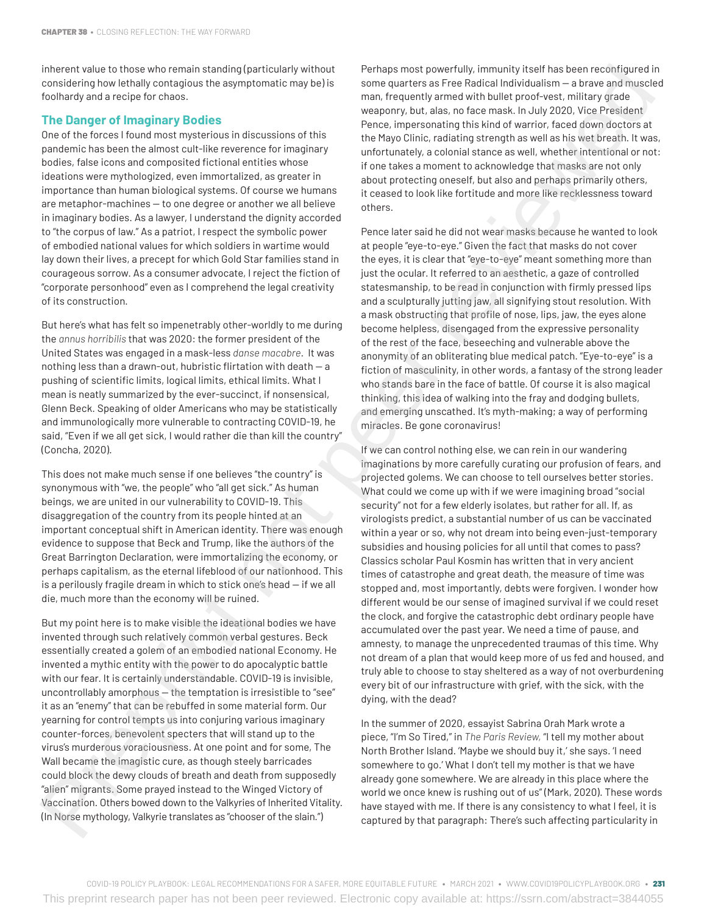inherent value to those who remain standing (particularly without considering how lethally contagious the asymptomatic may be) is foolhardy and a recipe for chaos.

## The Danger of Imaginary Bodies

One of the forces I found most mysterious in discussions of this pandemic has been the almost cult-like reverence for imaginary bodies, false icons and composited fictional entities whose ideations were mythologized, even immortalized, as greater in importance than human biological systems. Of course we humans are metaphor-machines — to one degree or another we all believe in imaginary bodies. As a lawyer, I understand the dignity accorded to "the corpus of law." As a patriot, I respect the symbolic power of embodied national values for which soldiers in wartime would lay down their lives, a precept for which Gold Star families stand in courageous sorrow. As a consumer advocate, I reject the fiction of "corporate personhood" even as I comprehend the legal creativity of its construction.

But here's what has felt so impenetrably other-worldly to me during the *annus horribilis* that was 2020: the former president of the United States was engaged in a mask-less *danse macabre*. It was nothing less than a drawn-out, hubristic flirtation with death — a pushing of scientific limits, logical limits, ethical limits. What I mean is neatly summarized by the ever-succinct, if nonsensical, Glenn Beck. Speaking of older Americans who may be statistically and immunologically more vulnerable to contracting COVID-19, he said, "Even if we all get sick, I would rather die than kill the country" (Concha, 2020).

This does not make much sense if one believes "the country" is synonymous with "we, the people" who "all get sick." As human beings, we are united in our vulnerability to COVID-19. This disaggregation of the country from its people hinted at an important conceptual shift in American identity. There was enough evidence to suppose that Beck and Trump, like the authors of the Great Barrington Declaration, were immortalizing the economy, or perhaps capitalism, as the eternal lifeblood of our nationhood. This is a perilously fragile dream in which to stick one's head — if we all die, much more than the economy will be ruined.

But my point here is to make visible the ideational bodies we have invented through such relatively common verbal gestures. Beck essentially created a golem of an embodied national Economy. He invented a mythic entity with the power to do apocalyptic battle with our fear. It is certainly understandable. COVID-19 is invisible, uncontrollably amorphous — the temptation is irresistible to "see" it as an "enemy" that can be rebuffed in some material form. Our yearning for control tempts us into conjuring various imaginary counter-forces, benevolent specters that will stand up to the virus's murderous voraciousness. At one point and for some, The Wall became the imagistic cure, as though steely barricades could block the dewy clouds of breath and death from supposedly "alien" migrants. Some prayed instead to the Winged Victory of Vaccination. Others bowed down to the Valkyries of Inherited Vitality. (In Norse mythology, Valkyrie translates as "chooser of the slain.")

Perhaps most powerfully, immunity itself has been reconfigured in some quarters as Free Radical Individualism — a brave and muscled man, frequently armed with bullet proof-vest, military grade weaponry, but, alas, no face mask. In July 2020, Vice President Pence, impersonating this kind of warrior, faced down doctors at the Mayo Clinic, radiating strength as well as his wet breath. It was, unfortunately, a colonial stance as well, whether intentional or not: if one takes a moment to acknowledge that masks are not only about protecting oneself, but also and perhaps primarily others, it ceased to look like fortitude and more like recklessness toward others.

Pence later said he did not wear masks because he wanted to look at people "eye-to-eye." Given the fact that masks do not cover the eyes, it is clear that "eye-to-eye" meant something more than just the ocular. It referred to an aesthetic, a gaze of controlled statesmanship, to be read in conjunction with firmly pressed lips and a sculpturally jutting jaw, all signifying stout resolution. With a mask obstructing that profile of nose, lips, jaw, the eyes alone become helpless, disengaged from the expressive personality of the rest of the face, beseeching and vulnerable above the anonymity of an obliterating blue medical patch. "Eye-to-eye" is a fiction of masculinity, in other words, a fantasy of the strong leader who stands bare in the face of battle. Of course it is also magical thinking, this idea of walking into the fray and dodging bullets, and emerging unscathed. It's myth-making; a way of performing miracles. Be gone coronavirus!

If we can control nothing else, we can rein in our wandering imaginations by more carefully curating our profusion of fears, and projected golems. We can choose to tell ourselves better stories. What could we come up with if we were imagining broad "social security" not for a few elderly isolates, but rather for all. If, as virologists predict, a substantial number of us can be vaccinated within a year or so, why not dream into being even-just-temporary subsidies and housing policies for all until that comes to pass? Classics scholar Paul Kosmin has written that in very ancient times of catastrophe and great death, the measure of time was stopped and, most importantly, debts were forgiven. I wonder how different would be our sense of imagined survival if we could reset the clock, and forgive the catastrophic debt ordinary people have accumulated over the past year. We need a time of pause, and amnesty, to manage the unprecedented traumas of this time. Why not dream of a plan that would keep more of us fed and housed, and truly able to choose to stay sheltered as a way of not overburdening every bit of our infrastructure with grief, with the sick, with the dying, with the dead?

In the summer of 2020, essayist Sabrina Orah Mark wrote a piece, "I'm So Tired," in *The Paris Review*, "I tell my mother about North Brother Island. 'Maybe we should buy it,' she says. 'I need somewhere to go.' What I don't tell my mother is that we have already gone somewhere. We are already in this place where the world we once knew is rushing out of us" (Mark, 2020). These words have stayed with me. If there is any consistency to what I feel, it is captured by that paragraph: There's such affecting particularity in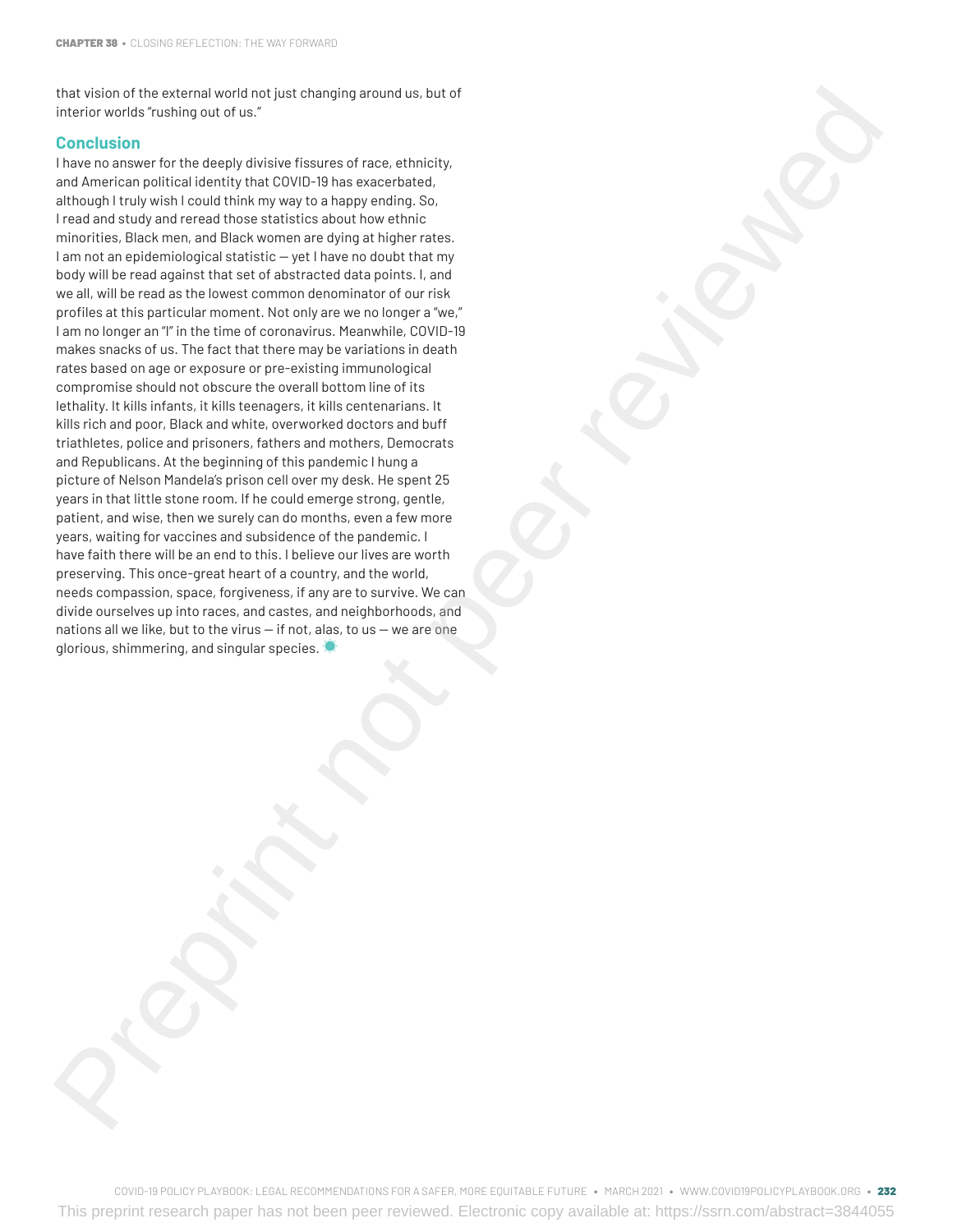that vision of the external world not just changing around us, but of interior worlds "rushing out of us."

## Conclusion

I have no answer for the deeply divisive fissures of race, ethnicity, and American political identity that COVID-19 has exacerbated, although I truly wish I could think my way to a happy ending. So, I read and study and reread those statistics about how ethnic minorities, Black men, and Black women are dying at higher rates. I am not an epidemiological statistic — yet I have no doubt that my body will be read against that set of abstracted data points. I, and we all, will be read as the lowest common denominator of our risk profiles at this particular moment. Not only are we no longer a "we," I am no longer an "I" in the time of coronavirus. Meanwhile, COVID-19 makes snacks of us. The fact that there may be variations in death rates based on age or exposure or pre-existing immunological compromise should not obscure the overall bottom line of its lethality. It kills infants, it kills teenagers, it kills centenarians. It kills rich and poor, Black and white, overworked doctors and buff triathletes, police and prisoners, fathers and mothers, Democrats and Republicans. At the beginning of this pandemic I hung a picture of Nelson Mandela's prison cell over my desk. He spent 25 years in that little stone room. If he could emerge strong, gentle, patient, and wise, then we surely can do months, even a few more years, waiting for vaccines and subsidence of the pandemic. I have faith there will be an end to this. I believe our lives are worth preserving. This once-great heart of a country, and the world, needs compassion, space, forgiveness, if any are to survive. We can divide ourselves up into races, and castes, and neighborhoods, and nations all we like, but to the virus — if not, alas, to us — we are one glorious, shimmering, and singular species.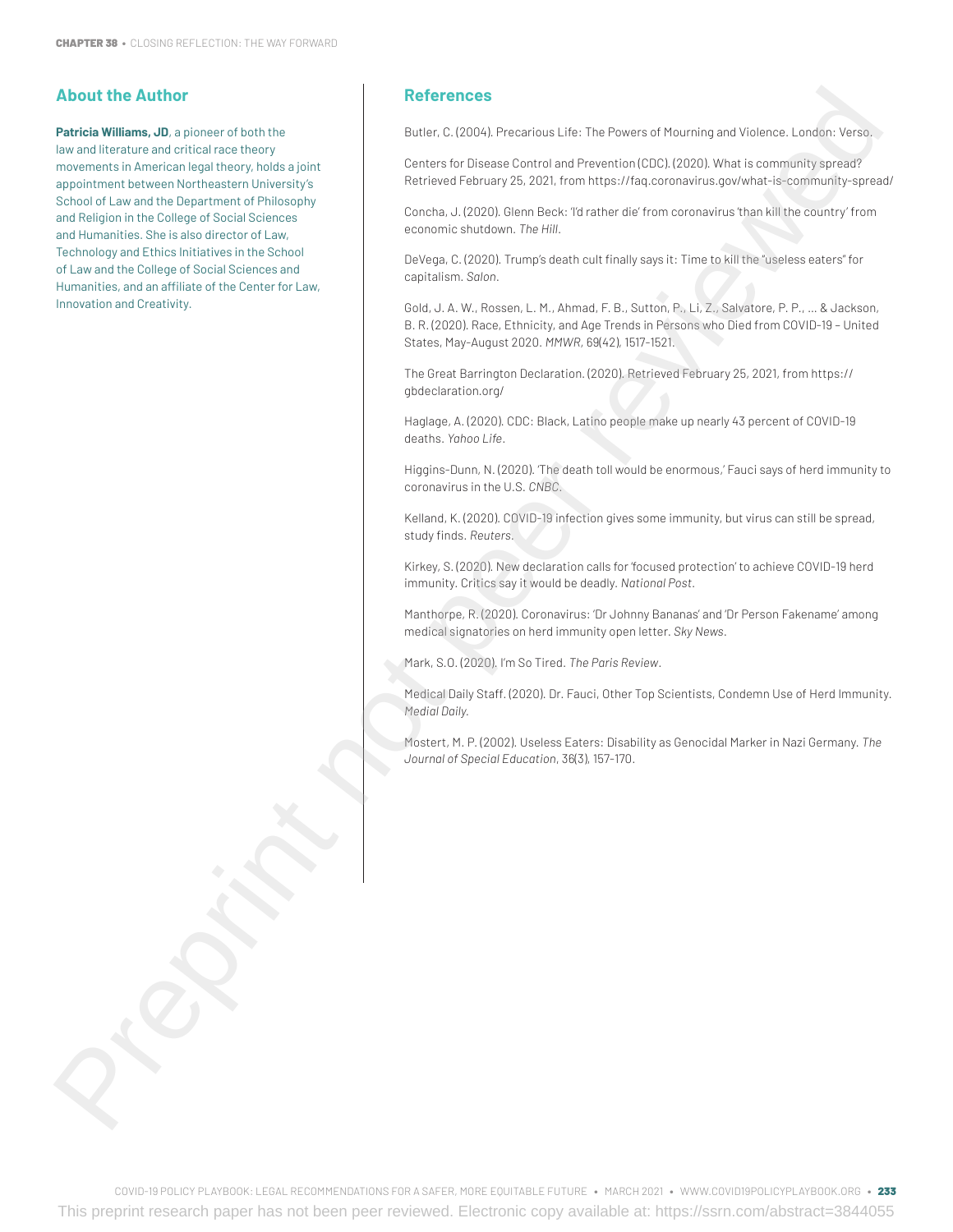## About the Author

**Patricia Williams, JD**, a pioneer of both the law and literature and critical race theory movements in American legal theory, holds a joint appointment between Northeastern University's School of Law and the Department of Philosophy and Religion in the College of Social Sciences and Humanities. She is also director of Law, Technology and Ethics Initiatives in the School of Law and the College of Social Sciences and Humanities, and an affiliate of the Center for Law, Innovation and Creativity.

## References

Butler, C. (2004). Precarious Life: The Powers of Mourning and Violence. London: Verso.

Centers for Disease Control and Prevention (CDC). (2020). What is community spread? Retrieved February 25, 2021, from https://faq.coronavirus.gov/what-is-community-spread/

Concha, J. (2020). Glenn Beck: 'I'd rather die' from coronavirus 'than kill the country' from economic shutdown. *The Hill*.

DeVega, C. (2020). Trump's death cult finally says it: Time to kill the "useless eaters" for capitalism. *Salon*.

Gold, J. A. W., Rossen, L. M., Ahmad, F. B., Sutton, P., Li, Z., Salvatore, P. P., ... & Jackson, B. R. (2020). Race, Ethnicity, and Age Trends in Persons who Died from COVID-19 – United States, May-August 2020. *MMWR*, 69(42), 1517-1521.

The Great Barrington Declaration. (2020). Retrieved February 25, 2021, from https://gbdeclaration.org/

Haglage, A. (2020). CDC: Black, Latino people make up nearly 43 percent of COVID-19 deaths. *Yahoo Life*.

Higgins-Dunn, N. (2020). 'The death toll would be enormous,' Fauci says of herd immunity to coronavirus in the U.S. *CNBC*.

Kelland, K. (2020). COVID-19 infection gives some immunity, but virus can still be spread, study finds. *Reuters*.

Kirkey, S. (2020). New declaration calls for 'focused protection' to achieve COVID-19 herd immunity. Critics say it would be deadly. *National Post*.

Manthorpe, R. (2020). Coronavirus: 'Dr Johnny Bananas' and 'Dr Person Fakename' among medical signatories on herd immunity open letter. *Sky News*.

Mark, S.O. (2020). I'm So Tired. *The Paris Review*.

Medical Daily Staff. (2020). Dr. Fauci, Other Top Scientists, Condemn Use of Herd Immunity. *Medial Daily*.

Mostert, M. P. (2002). Useless Eaters: Disability as Genocidal Marker in Nazi Germany. *The Journal of Special Education*, 36(3), 157-170.